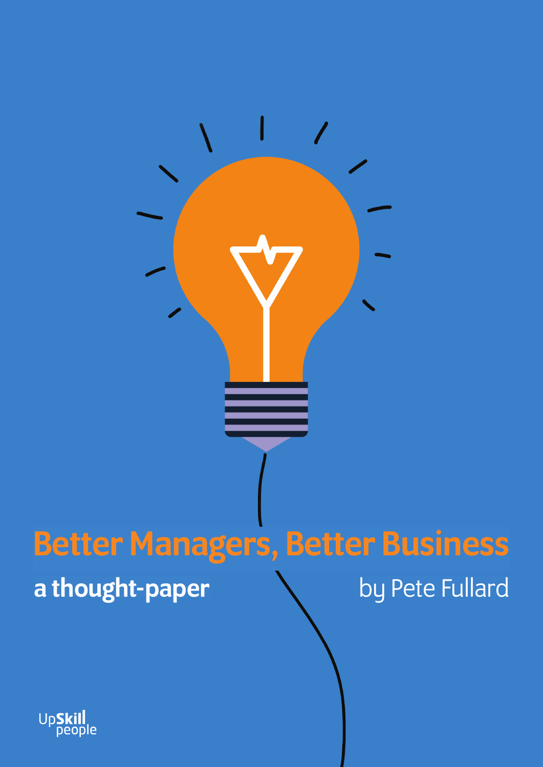# Better Managers, Better Business

**a thought-paper**

by Pete Fullard

UpSkill people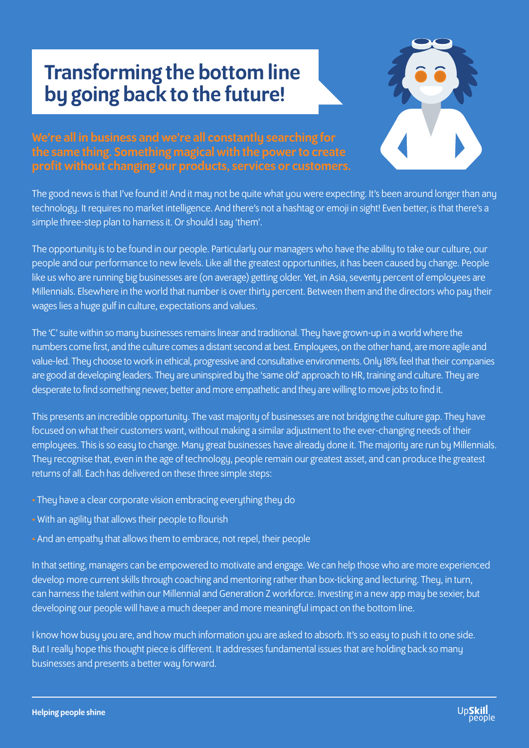# Transforming the bottom line by going back to the future!

**We're all in business and we're all constantly searching for the same thing. Something magical with the power to create profit without changing our products, services or customers.**

The good news is that I've found it! And it may not be quite what you were expecting. It's been around longer than any technology. It requires no market intelligence. And there's not a hashtag or emoji in sight! Even better, is that there's a simple three-step plan to harness it. Or should I say 'them'.

The opportunity is to be found in our people. Particularly our managers who have the ability to take our culture, our people and our performance to new levels. Like all the greatest opportunities, it has been caused by change. People like us who are running big businesses are (on average) getting older. Yet, in Asia, seventy percent of employees are Millennials. Elsewhere in the world that number is over thirty percent. Between them and the directors who pay their wages lies a huge gulf in culture, expectations and values.

The 'C' suite within so many businesses remains linear and traditional. They have grown-up in a world where the numbers come first, and the culture comes a distant second at best. Employees, on the other hand, are more agile and value-led. They choose to work in ethical, progressive and consultative environments. Only 18% feel that their companies are good at developing leaders. They are uninspired by the 'same old' approach to HR, training and culture. They are desperate to find something newer, better and more empathetic and they are willing to move jobs to find it.

This presents an incredible opportunity. The vast majority of businesses are not bridging the culture gap. They have focused on what their customers want, without making a similar adjustment to the ever-changing needs of their employees. This is so easy to change. Many great businesses have already done it. The majority are run by Millennials. They recognise that, even in the age of technology, people remain our greatest asset, and can produce the greatest returns of all. Each has delivered on these three simple steps:

- They have a clear corporate vision embracing everything they do
- With an agility that allows their people to flourish
- And an empathy that allows them to embrace, not repel, their people

In that setting, managers can be empowered to motivate and engage. We can help those who are more experienced develop more current skills through coaching and mentoring rather than box-ticking and lecturing. They, in turn, can harness the talent within our Millennial and Generation Z workforce. Investing in a new app may be sexier, but developing our people will have a much deeper and more meaningful impact on the bottom line.

I know how busy you are, and how much information you are asked to absorb. It's so easy to push it to one side. But I really hope this thought piece is different. It addresses fundamental issues that are holding back so many businesses and presents a better way forward.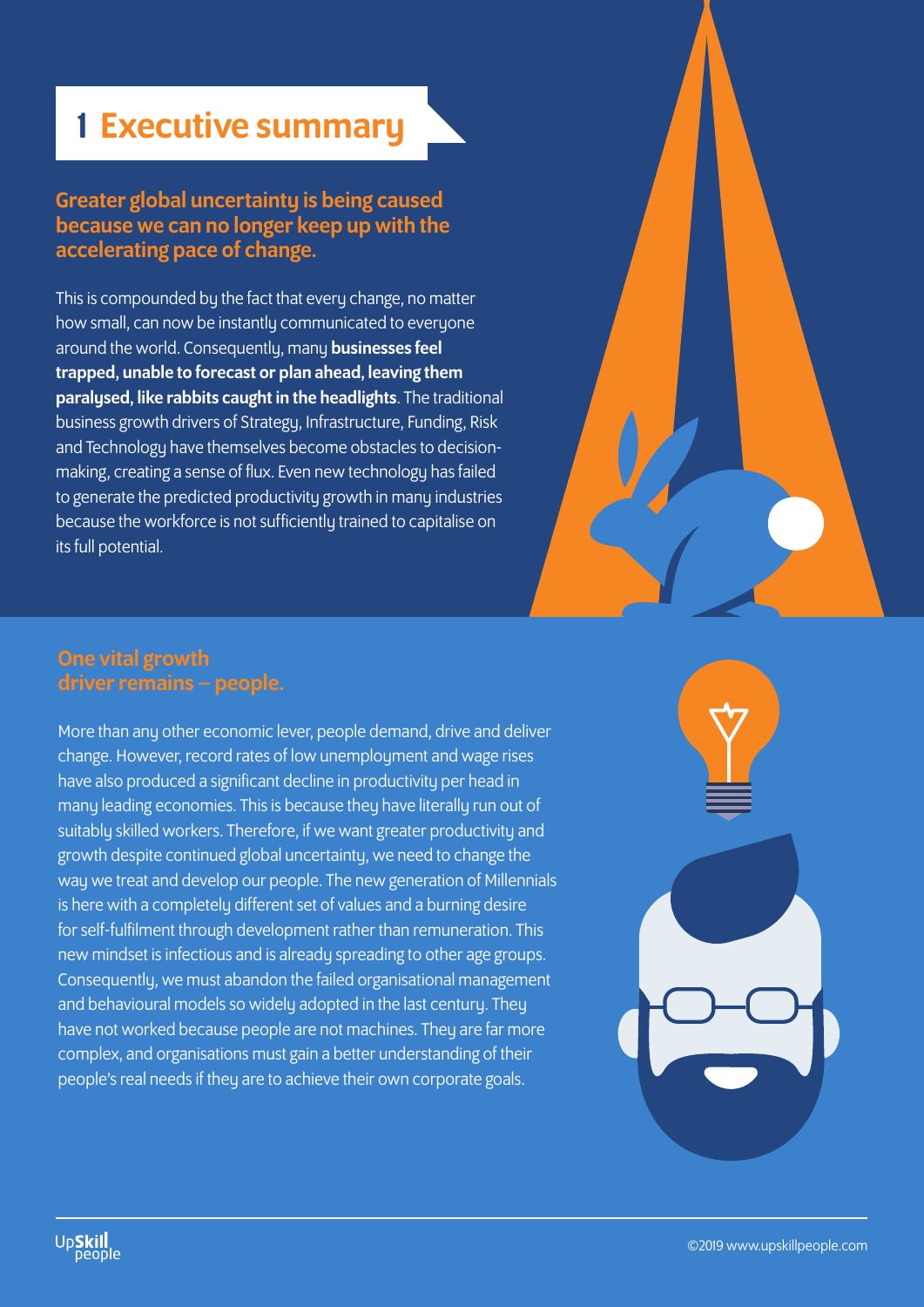# 1 Executive summary

## Greater global uncertainty is being caused because we can no longer keep up with the accelerating pace of change.

This is compounded by the fact that every change, no matter how small, can now be instantly communicated to everyone around the world. Consequently, many **businesses feel trapped, unable to forecast or plan ahead, leaving them paralysed, like rabbits caught in the headlights**. The traditional business growth drivers of Strategy, Infrastructure, Funding, Risk and Technology have themselves become obstacles to decision-making, creating a sense of flux. Even new technology has failed to generate the predicted productivity growth in many industries because the workforce is not sufficiently trained to capitalise on its full potential.

## One vital growth driver remains – people.

More than any other economic lever, people demand, drive and deliver change. However, record rates of low unemployment and wage rises have also produced a significant decline in productivity per head in many leading economies. This is because they have literally run out of suitably skilled workers. Therefore, if we want greater productivity and growth despite continued global uncertainty, we need to change the way we treat and develop our people. The new generation of Millennials is here with a completely different set of values and a burning desire for self-fulfilment through development rather than remuneration. This new mindset is infectious and is already spreading to other age groups. Consequently, we must abandon the failed organisational management and behavioural models so widely adopted in the last century. They have not worked because people are not machines. They are far more complex, and organisations must gain a better understanding of their people's real needs if they are to achieve their own corporate goals.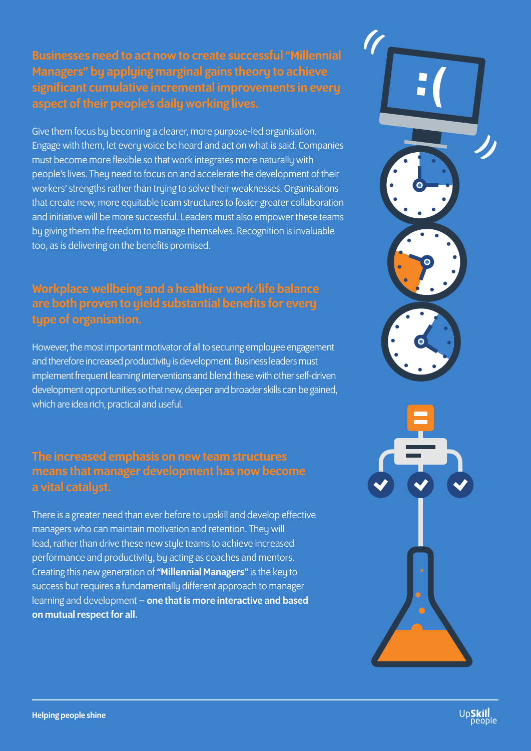## Businesses need to act now to create successful "Millennial Managers" by applying marginal gains theory to achieve significant cumulative incremental improvements in every aspect of their people's daily working lives.

Give them focus by becoming a clearer, more purpose-led organisation. Engage with them, let every voice be heard and act on what is said. Companies must become more flexible so that work integrates more naturally with people's lives. They need to focus on and accelerate the development of their workers' strengths rather than trying to solve their weaknesses. Organisations that create new, more equitable team structures to foster greater collaboration and initiative will be more successful. Leaders must also empower these teams by giving them the freedom to manage themselves. Recognition is invaluable too, as is delivering on the benefits promised.

## Workplace wellbeing and a healthier work/life balance are both proven to yield substantial benefits for every type of organisation.

However, the most important motivator of all to securing employee engagement and therefore increased productivity is development. Business leaders must implement frequent learning interventions and blend these with other self-driven development opportunities so that new, deeper and broader skills can be gained, which are idea rich, practical and useful.

## The increased emphasis on new team structures means that manager development has now become a vital catalyst.

There is a greater need than ever before to upskill and develop effective managers who can maintain motivation and retention. They will lead, rather than drive these new style teams to achieve increased performance and productivity, by acting as coaches and mentors. Creating this new generation of **"Millennial Managers"** is the key to success but requires a fundamentally different approach to manager learning and development – **one that is more interactive and based on mutual respect for all.**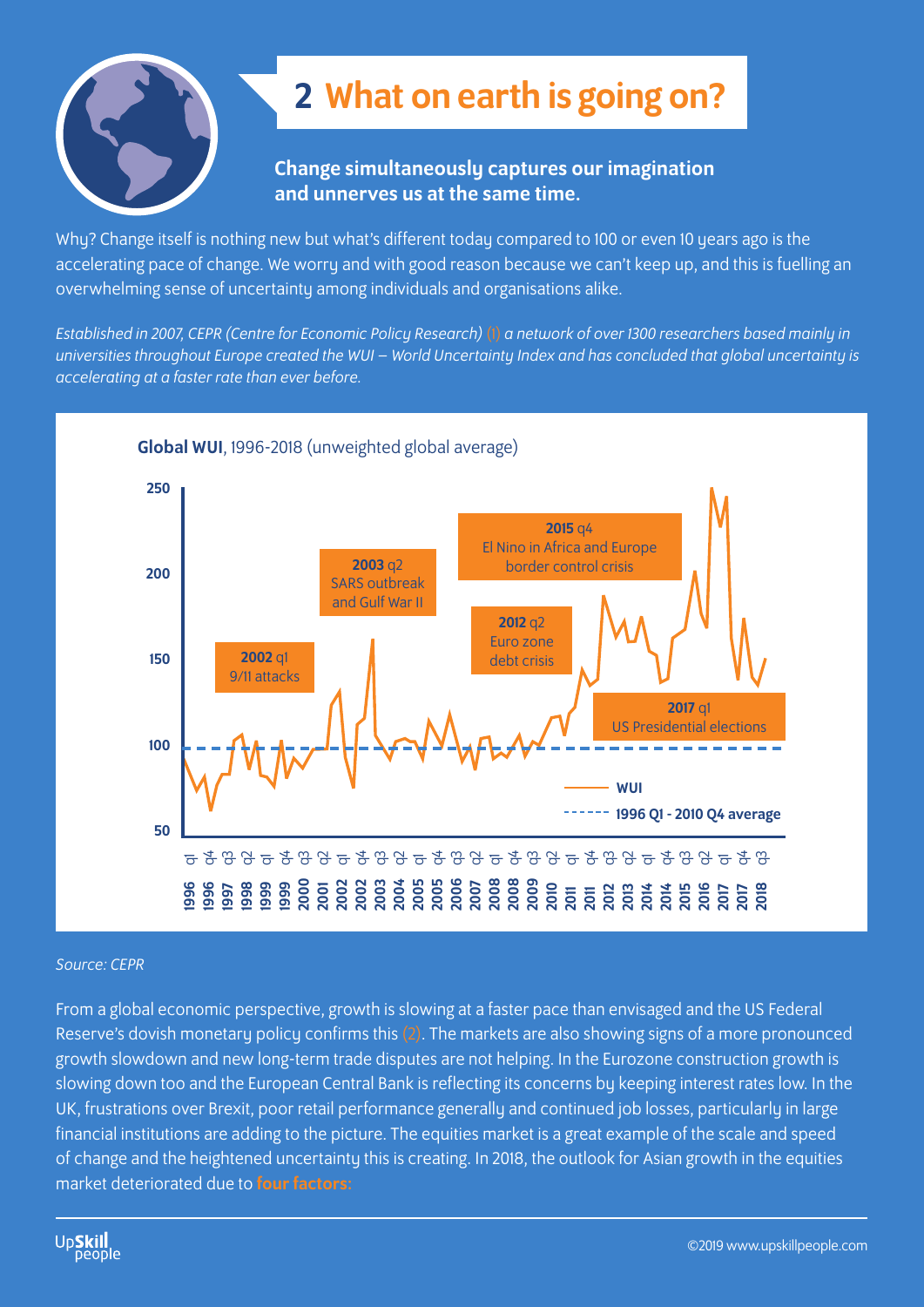# 2 What on earth is going on?

**Change simultaneously captures our imagination and unnerves us at the same time.**

Why? Change itself is nothing new but what's different today compared to 100 or even 10 years ago is the accelerating pace of change. We worry and with good reason because we can't keep up, and this is fuelling an overwhelming sense of uncertainty among individuals and organisations alike.

*Established in 2007, CEPR (Centre for Economic Policy Research) (1) a network of over 1300 researchers based mainly in universities throughout Europe created the WUI – World Uncertainty Index and has concluded that global uncertainty is accelerating at a faster rate than ever before.*

**Global WUI**, 1996-2018 (unweighted global average)

- **2002** q1 — 9/11 attacks
- **2003** q2 — SARS outbreak and Gulf War II
- **2012** q2 — Euro zone debt crisis
- **2015** q4 — El Nino in Africa and Europe border control crisis
- **2017** q1 — US Presidential elections

Legend: WUI; 1996 Q1 - 2010 Q4 average

*Source: CEPR*

From a global economic perspective, growth is slowing at a faster pace than envisaged and the US Federal Reserve's dovish monetary policy confirms this (2). The markets are also showing signs of a more pronounced growth slowdown and new long-term trade disputes are not helping. In the Eurozone construction growth is slowing down too and the European Central Bank is reflecting its concerns by keeping interest rates low. In the UK, frustrations over Brexit, poor retail performance generally and continued job losses, particularly in large financial institutions are adding to the picture. The equities market is a great example of the scale and speed of change and the heightened uncertainty this is creating. In 2018, the outlook for Asian growth in the equities market deteriorated due to **four factors:**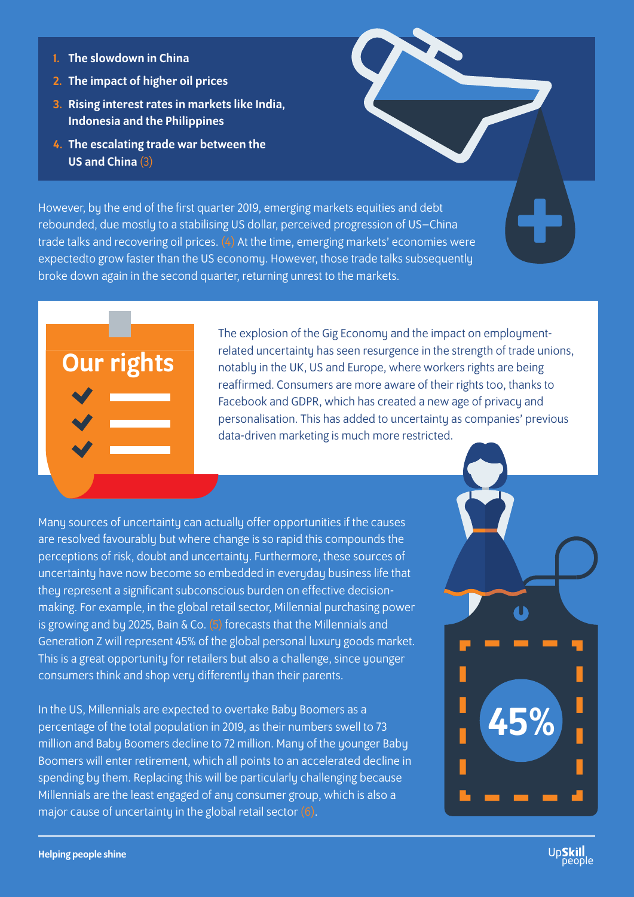1. **The slowdown in China**
2. **The impact of higher oil prices**
3. **Rising interest rates in markets like India, Indonesia and the Philippines**
4. **The escalating trade war between the US and China** (3)

However, by the end of the first quarter 2019, emerging markets equities and debt rebounded, due mostly to a stabilising US dollar, perceived progression of US–China trade talks and recovering oil prices. (4) At the time, emerging markets' economies were expectedto grow faster than the US economy. However, those trade talks subsequently broke down again in the second quarter, returning unrest to the markets.

## Our rights

The explosion of the Gig Economy and the impact on employment-related uncertainty has seen resurgence in the strength of trade unions, notably in the UK, US and Europe, where workers rights are being reaffirmed. Consumers are more aware of their rights too, thanks to Facebook and GDPR, which has created a new age of privacy and personalisation. This has added to uncertainty as companies' previous data-driven marketing is much more restricted.

Many sources of uncertainty can actually offer opportunities if the causes are resolved favourably but where change is so rapid this compounds the perceptions of risk, doubt and uncertainty. Furthermore, these sources of uncertainty have now become so embedded in everyday business life that they represent a significant subconscious burden on effective decision-making. For example, in the global retail sector, Millennial purchasing power is growing and by 2025, Bain & Co. (5) forecasts that the Millennials and Generation Z will represent 45% of the global personal luxury goods market. This is a great opportunity for retailers but also a challenge, since younger consumers think and shop very differently than their parents.

**45%**

In the US, Millennials are expected to overtake Baby Boomers as a percentage of the total population in 2019, as their numbers swell to 73 million and Baby Boomers decline to 72 million. Many of the younger Baby Boomers will enter retirement, which all points to an accelerated decline in spending by them. Replacing this will be particularly challenging because Millennials are the least engaged of any consumer group, which is also a major cause of uncertainty in the global retail sector (6).

**Helping people shine**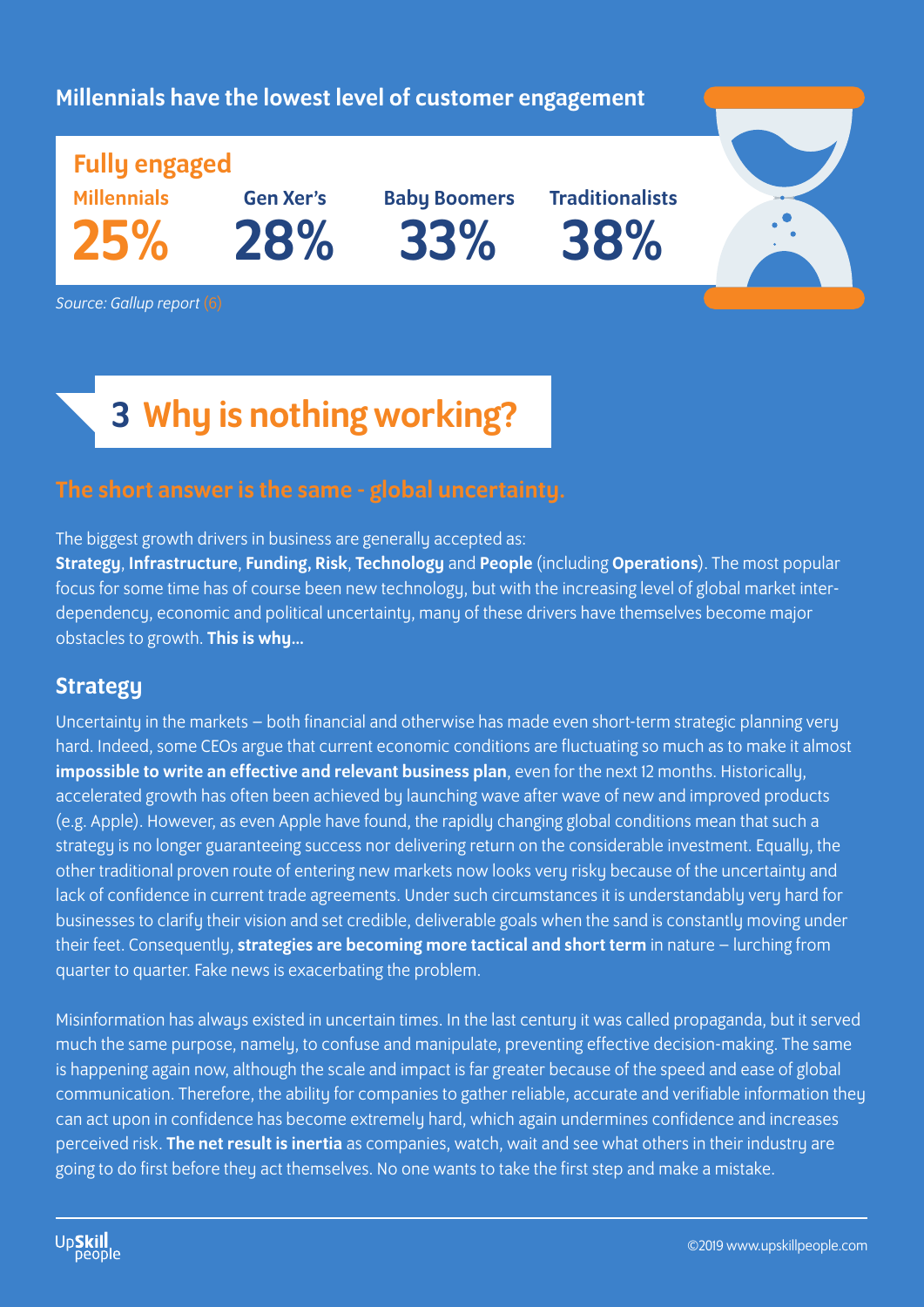**Millennials have the lowest level of customer engagement**

**Fully engaged**

| Millennials | Gen Xer's | Baby Boomers | Traditionalists |
|---|---|---|---|
| 25% | 28% | 33% | 38% |

*Source: Gallup report* (6)

## 3 Why is nothing working?

### The short answer is the same - global uncertainty.

The biggest growth drivers in business are generally accepted as:
**Strategy**, **Infrastructure**, **Funding**, **Risk**, **Technology** and **People** (including **Operations**). The most popular focus for some time has of course been new technology, but with the increasing level of global market inter-dependency, economic and political uncertainty, many of these drivers have themselves become major obstacles to growth. **This is why...**

### Strategy

Uncertainty in the markets – both financial and otherwise has made even short-term strategic planning very hard. Indeed, some CEOs argue that current economic conditions are fluctuating so much as to make it almost **impossible to write an effective and relevant business plan**, even for the next 12 months. Historically, accelerated growth has often been achieved by launching wave after wave of new and improved products (e.g. Apple). However, as even Apple have found, the rapidly changing global conditions mean that such a strategy is no longer guaranteeing success nor delivering return on the considerable investment. Equally, the other traditional proven route of entering new markets now looks very risky because of the uncertainty and lack of confidence in current trade agreements. Under such circumstances it is understandably very hard for businesses to clarify their vision and set credible, deliverable goals when the sand is constantly moving under their feet. Consequently, **strategies are becoming more tactical and short term** in nature – lurching from quarter to quarter. Fake news is exacerbating the problem.

Misinformation has always existed in uncertain times. In the last century it was called propaganda, but it served much the same purpose, namely, to confuse and manipulate, preventing effective decision-making. The same is happening again now, although the scale and impact is far greater because of the speed and ease of global communication. Therefore, the ability for companies to gather reliable, accurate and verifiable information they can act upon in confidence has become extremely hard, which again undermines confidence and increases perceived risk. **The net result is inertia** as companies, watch, wait and see what others in their industry are going to do first before they act themselves. No one wants to take the first step and make a mistake.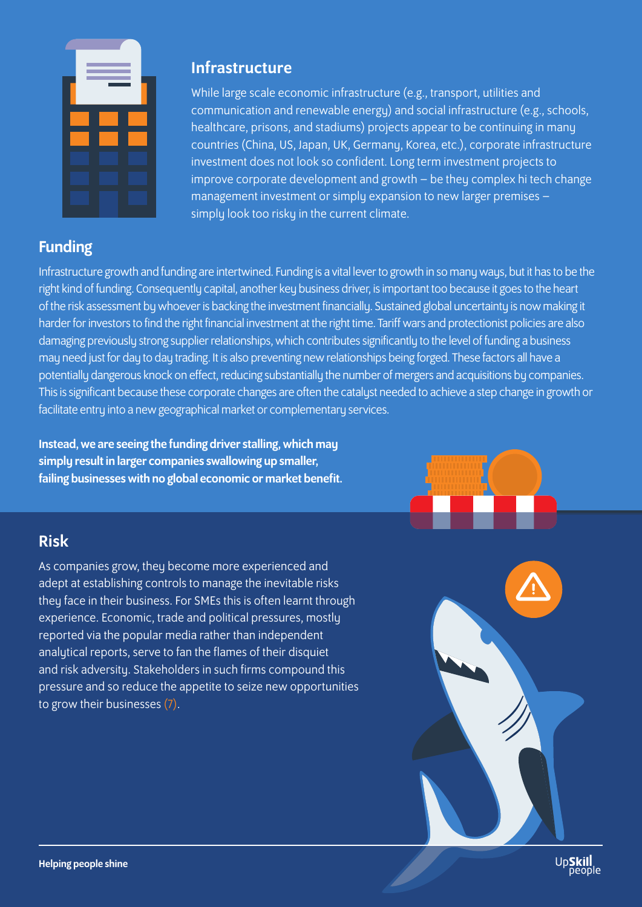## Infrastructure

While large scale economic infrastructure (e.g., transport, utilities and communication and renewable energy) and social infrastructure (e.g., schools, healthcare, prisons, and stadiums) projects appear to be continuing in many countries (China, US, Japan, UK, Germany, Korea, etc.), corporate infrastructure investment does not look so confident. Long term investment projects to improve corporate development and growth – be they complex hi tech change management investment or simply expansion to new larger premises – simply look too risky in the current climate.

## Funding

Infrastructure growth and funding are intertwined. Funding is a vital lever to growth in so many ways, but it has to be the right kind of funding. Consequently capital, another key business driver, is important too because it goes to the heart of the risk assessment by whoever is backing the investment financially. Sustained global uncertainty is now making it harder for investors to find the right financial investment at the right time. Tariff wars and protectionist policies are also damaging previously strong supplier relationships, which contributes significantly to the level of funding a business may need just for day to day trading. It is also preventing new relationships being forged. These factors all have a potentially dangerous knock on effect, reducing substantially the number of mergers and acquisitions by companies. This is significant because these corporate changes are often the catalyst needed to achieve a step change in growth or facilitate entry into a new geographical market or complementary services.

**Instead, we are seeing the funding driver stalling, which may simply result in larger companies swallowing up smaller, failing businesses with no global economic or market benefit.**

## Risk

As companies grow, they become more experienced and adept at establishing controls to manage the inevitable risks they face in their business. For SMEs this is often learnt through experience. Economic, trade and political pressures, mostly reported via the popular media rather than independent analytical reports, serve to fan the flames of their disquiet and risk adversity. Stakeholders in such firms compound this pressure and so reduce the appetite to seize new opportunities to grow their businesses (7).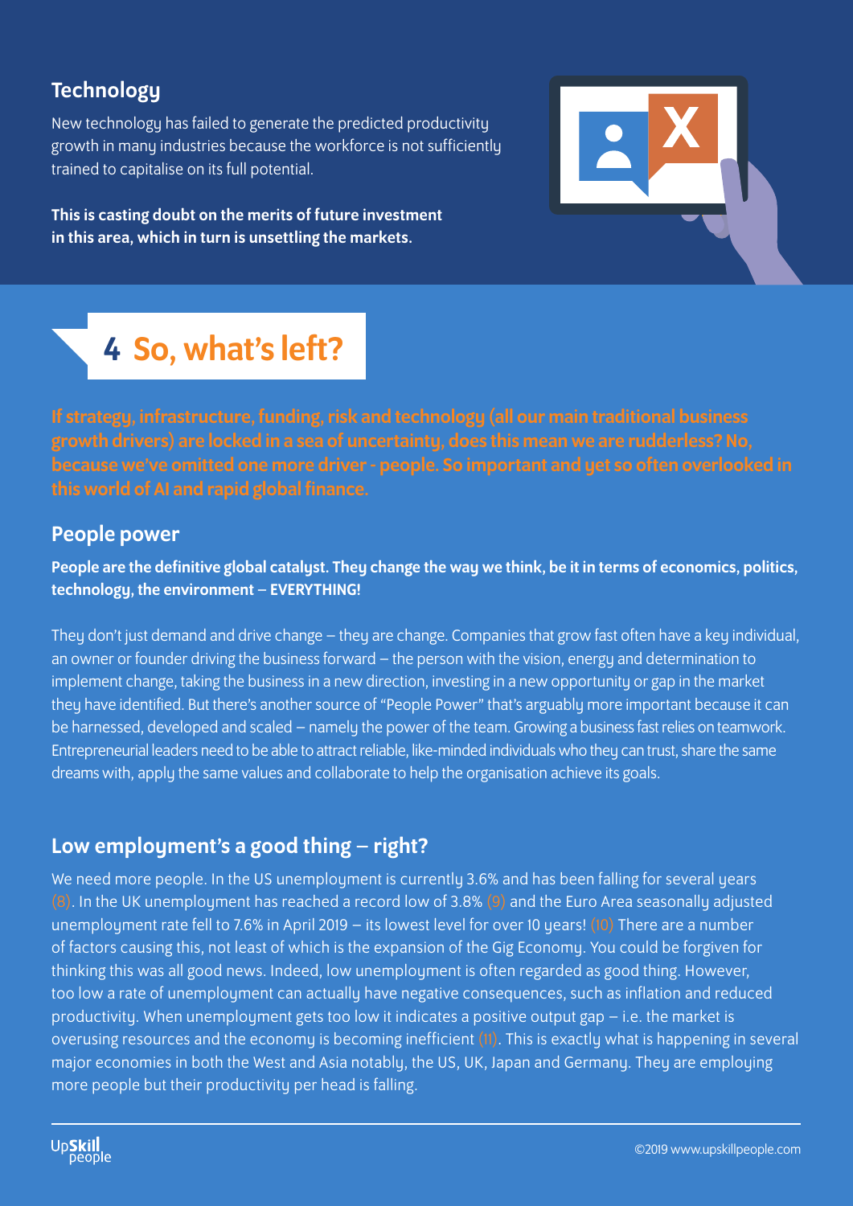### Technology

New technology has failed to generate the predicted productivity growth in many industries because the workforce is not sufficiently trained to capitalise on its full potential.

**This is casting doubt on the merits of future investment in this area, which in turn is unsettling the markets.**

## 4 So, what's left?

**If strategy, infrastructure, funding, risk and technology (all our main traditional business growth drivers) are locked in a sea of uncertainty, does this mean we are rudderless? No, because we've omitted one more driver - people. So important and yet so often overlooked in this world of AI and rapid global finance.**

### People power

**People are the definitive global catalyst. They change the way we think, be it in terms of economics, politics, technology, the environment – EVERYTHING!**

They don't just demand and drive change – they are change. Companies that grow fast often have a key individual, an owner or founder driving the business forward – the person with the vision, energy and determination to implement change, taking the business in a new direction, investing in a new opportunity or gap in the market they have identified. But there's another source of "People Power" that's arguably more important because it can be harnessed, developed and scaled – namely the power of the team. Growing a business fast relies on teamwork. Entrepreneurial leaders need to be able to attract reliable, like-minded individuals who they can trust, share the same dreams with, apply the same values and collaborate to help the organisation achieve its goals.

### Low employment's a good thing – right?

We need more people. In the US unemployment is currently 3.6% and has been falling for several years (8). In the UK unemployment has reached a record low of 3.8% (9) and the Euro Area seasonally adjusted unemployment rate fell to 7.6% in April 2019 – its lowest level for over 10 years! (10) There are a number of factors causing this, not least of which is the expansion of the Gig Economy. You could be forgiven for thinking this was all good news. Indeed, low unemployment is often regarded as good thing. However, too low a rate of unemployment can actually have negative consequences, such as inflation and reduced productivity. When unemployment gets too low it indicates a positive output gap – i.e. the market is overusing resources and the economy is becoming inefficient (11). This is exactly what is happening in several major economies in both the West and Asia notably, the US, UK, Japan and Germany. They are employing more people but their productivity per head is falling.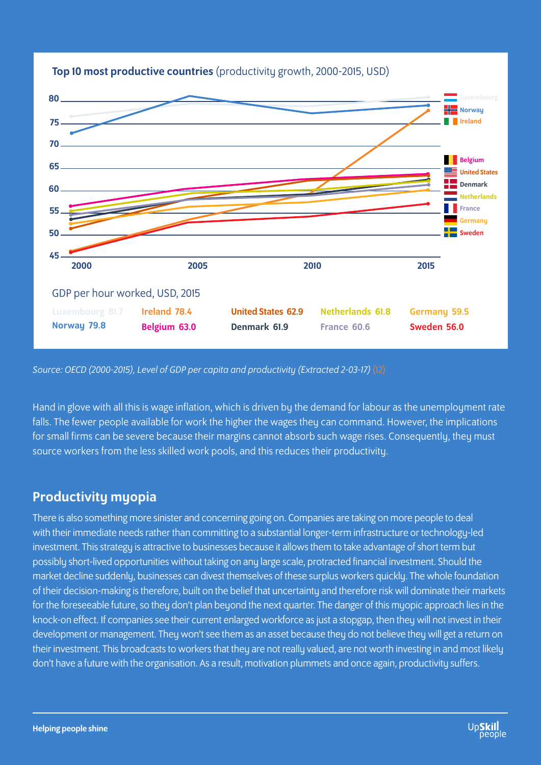**Top 10 most productive countries** (productivity growth, 2000-2015, USD)

GDP per hour worked, USD, 2015

| | | | | |
|---|---|---|---|---|
| Luxembourg 81.7 | Ireland 78.4 | United States 62.9 | Netherlands 61.8 | Germany 59.5 |
| Norway 79.8 | Belgium 63.0 | Denmark 61.9 | France 60.6 | Sweden 56.0 |

*Source: OECD (2000-2015), Level of GDP per capita and productivity (Extracted 2-03-17)* (12)

Hand in glove with all this is wage inflation, which is driven by the demand for labour as the unemployment rate falls. The fewer people available for work the higher the wages they can command. However, the implications for small firms can be severe because their margins cannot absorb such wage rises. Consequently, they must source workers from the less skilled work pools, and this reduces their productivity.

## Productivity myopia

There is also something more sinister and concerning going on. Companies are taking on more people to deal with their immediate needs rather than committing to a substantial longer-term infrastructure or technology-led investment. This strategy is attractive to businesses because it allows them to take advantage of short term but possibly short-lived opportunities without taking on any large scale, protracted financial investment. Should the market decline suddenly, businesses can divest themselves of these surplus workers quickly. The whole foundation of their decision-making is therefore, built on the belief that uncertainty and therefore risk will dominate their markets for the foreseeable future, so they don't plan beyond the next quarter. The danger of this myopic approach lies in the knock-on effect. If companies see their current enlarged workforce as just a stopgap, then they will not invest in their development or management. They won't see them as an asset because they do not believe they will get a return on their investment. This broadcasts to workers that they are not really valued, are not worth investing in and most likely don't have a future with the organisation. As a result, motivation plummets and once again, productivity suffers.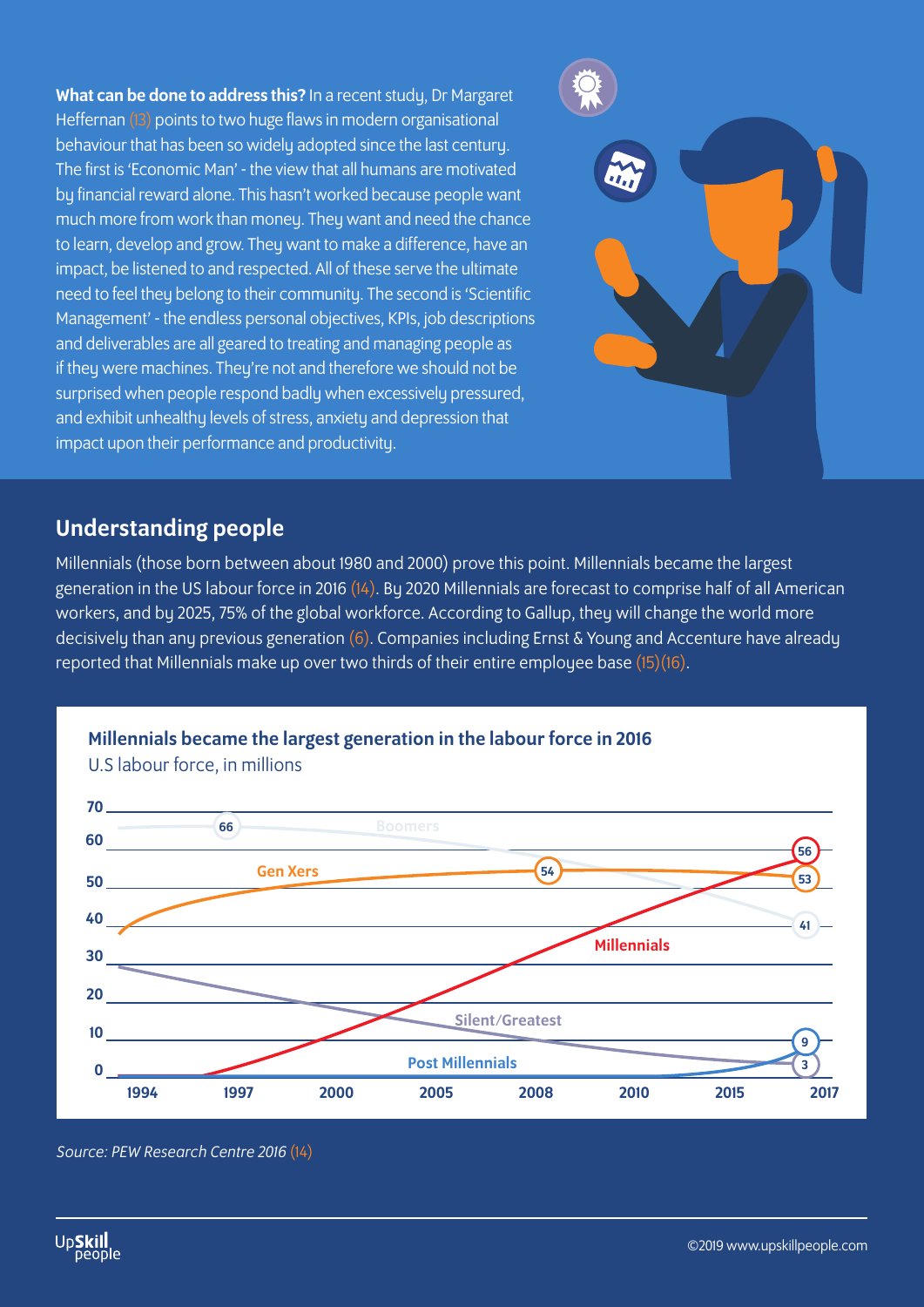**What can be done to address this?** In a recent study, Dr Margaret Heffernan (13) points to two huge flaws in modern organisational behaviour that has been so widely adopted since the last century. The first is 'Economic Man' - the view that all humans are motivated by financial reward alone. This hasn't worked because people want much more from work than money. They want and need the chance to learn, develop and grow. They want to make a difference, have an impact, be listened to and respected. All of these serve the ultimate need to feel they belong to their community. The second is 'Scientific Management' - the endless personal objectives, KPIs, job descriptions and deliverables are all geared to treating and managing people as if they were machines. They're not and therefore we should not be surprised when people respond badly when excessively pressured, and exhibit unhealthy levels of stress, anxiety and depression that impact upon their performance and productivity.

## Understanding people

Millennials (those born between about 1980 and 2000) prove this point. Millennials became the largest generation in the US labour force in 2016 (14). By 2020 Millennials are forecast to comprise half of all American workers, and by 2025, 75% of the global workforce. According to Gallup, they will change the world more decisively than any previous generation (6). Companies including Ernst & Young and Accenture have already reported that Millennials make up over two thirds of their entire employee base (15)(16).

**Millennials became the largest generation in the labour force in 2016**

U.S labour force, in millions

| Generation | Labelled values |
| --- | --- |
| Boomers | 66 (1997), 41 (2017) |
| Gen Xers | 54 (2008), 53 (2017) |
| Millennials | 56 (2017) |
| Silent/Greatest | 3 (2017) |
| Post Millennials | 9 (2017) |

X-axis: 1994, 1997, 2000, 2005, 2008, 2010, 2015, 2017. Y-axis: 0–70.

*Source: PEW Research Centre 2016* (14)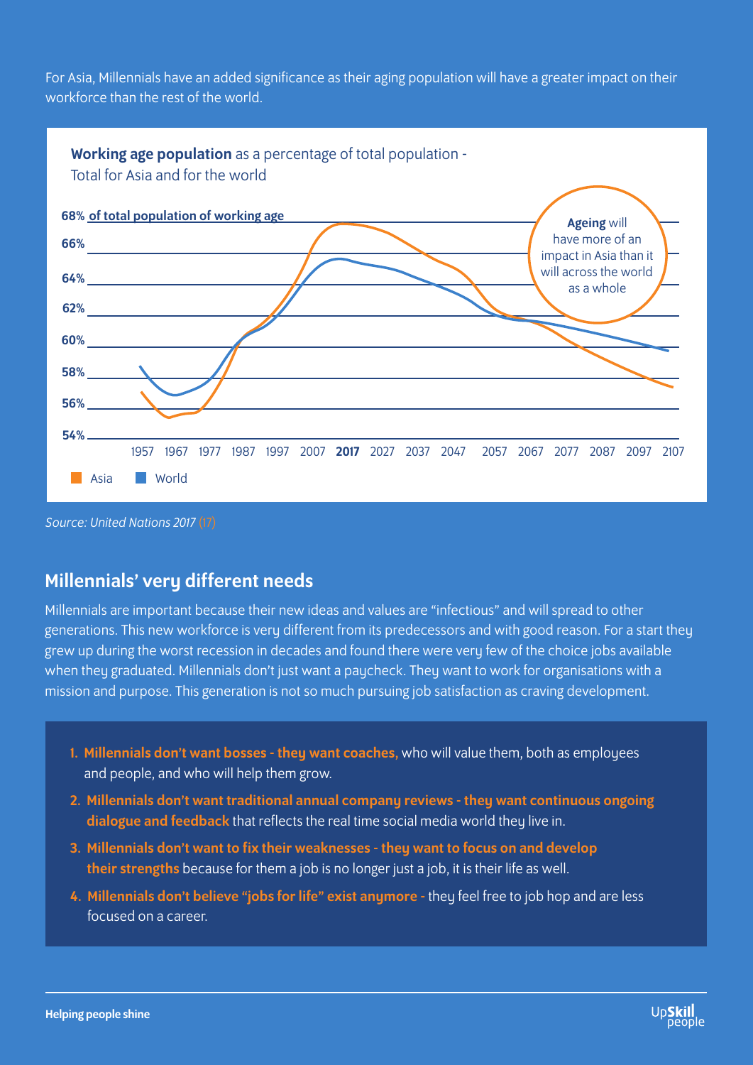For Asia, Millennials have an added significance as their aging population will have a greater impact on their workforce than the rest of the world.

**Working age population** as a percentage of total population - Total for Asia and for the world

68% of total population of working age

66%

64%

62%

60%

58%

56%

54%

1957 1967 1977 1987 1997 2007 **2017** 2027 2037 2047 2057 2067 2077 2087 2097 2107

**Ageing** will have more of an impact in Asia than it will across the world as a whole

Asia World

*Source: United Nations 2017* (17)

## Millennials' very different needs

Millennials are important because their new ideas and values are "infectious" and will spread to other generations. This new workforce is very different from its predecessors and with good reason. For a start they grew up during the worst recession in decades and found there were very few of the choice jobs available when they graduated. Millennials don't just want a paycheck. They want to work for organisations with a mission and purpose. This generation is not so much pursuing job satisfaction as craving development.

1. **Millennials don't want bosses - they want coaches,** who will value them, both as employees and people, and who will help them grow.
2. **Millennials don't want traditional annual company reviews - they want continuous ongoing dialogue and feedback** that reflects the real time social media world they live in.
3. **Millennials don't want to fix their weaknesses - they want to focus on and develop their strengths** because for them a job is no longer just a job, it is their life as well.
4. **Millennials don't believe "jobs for life" exist anymore -** they feel free to job hop and are less focused on a career.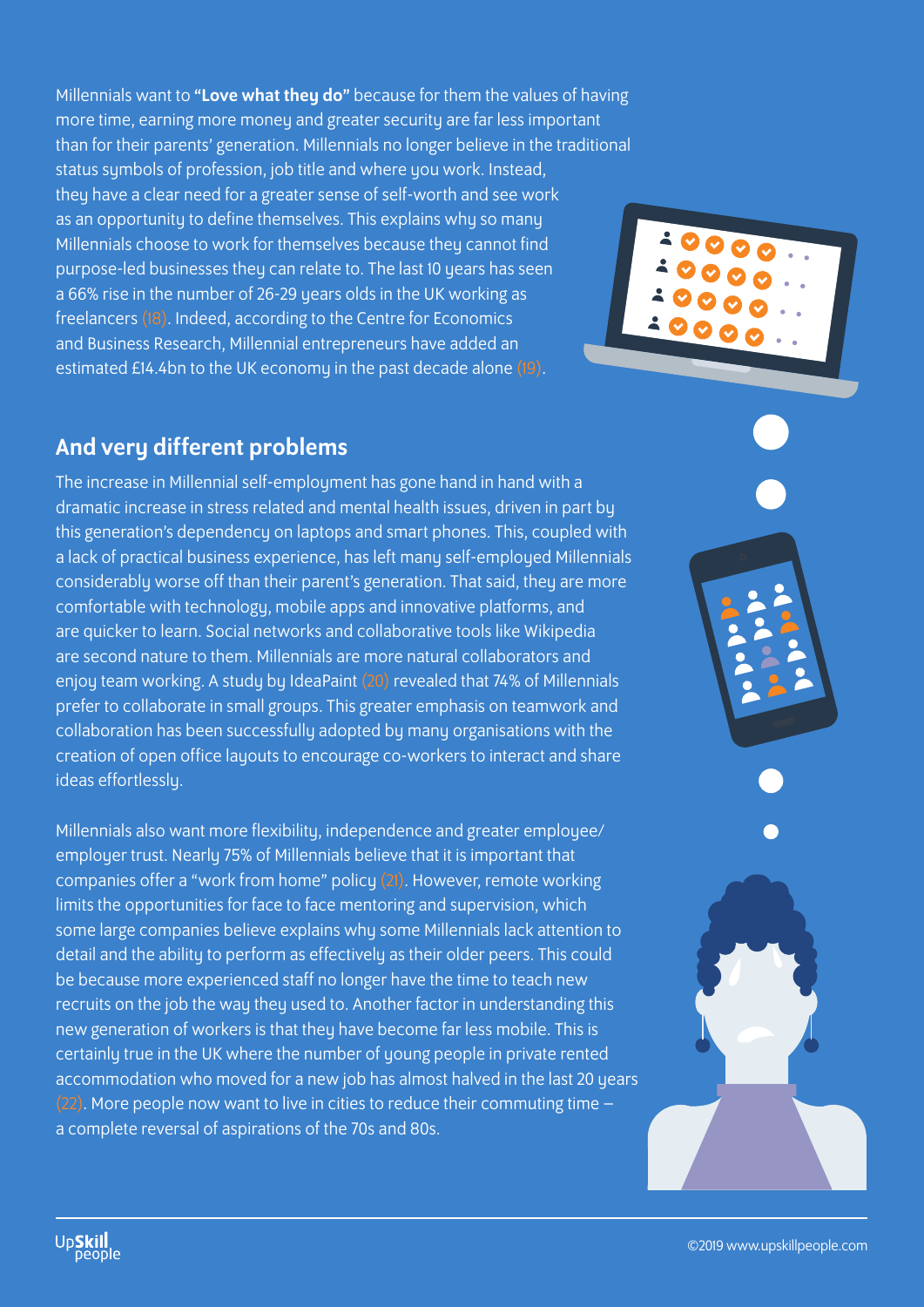Millennials want to **"Love what they do"** because for them the values of having more time, earning more money and greater security are far less important than for their parents' generation. Millennials no longer believe in the traditional status symbols of profession, job title and where you work. Instead, they have a clear need for a greater sense of self-worth and see work as an opportunity to define themselves. This explains why so many Millennials choose to work for themselves because they cannot find purpose-led businesses they can relate to. The last 10 years has seen a 66% rise in the number of 26-29 years olds in the UK working as freelancers (18). Indeed, according to the Centre for Economics and Business Research, Millennial entrepreneurs have added an estimated £14.4bn to the UK economy in the past decade alone (19).

## And very different problems

The increase in Millennial self-employment has gone hand in hand with a dramatic increase in stress related and mental health issues, driven in part by this generation's dependency on laptops and smart phones. This, coupled with a lack of practical business experience, has left many self-employed Millennials considerably worse off than their parent's generation. That said, they are more comfortable with technology, mobile apps and innovative platforms, and are quicker to learn. Social networks and collaborative tools like Wikipedia are second nature to them. Millennials are more natural collaborators and enjoy team working. A study by IdeaPaint (20) revealed that 74% of Millennials prefer to collaborate in small groups. This greater emphasis on teamwork and collaboration has been successfully adopted by many organisations with the creation of open office layouts to encourage co-workers to interact and share ideas effortlessly.

Millennials also want more flexibility, independence and greater employee/employer trust. Nearly 75% of Millennials believe that it is important that companies offer a "work from home" policy (21). However, remote working limits the opportunities for face to face mentoring and supervision, which some large companies believe explains why some Millennials lack attention to detail and the ability to perform as effectively as their older peers. This could be because more experienced staff no longer have the time to teach new recruits on the job the way they used to. Another factor in understanding this new generation of workers is that they have become far less mobile. This is certainly true in the UK where the number of young people in private rented accommodation who moved for a new job has almost halved in the last 20 years (22). More people now want to live in cities to reduce their commuting time – a complete reversal of aspirations of the 70s and 80s.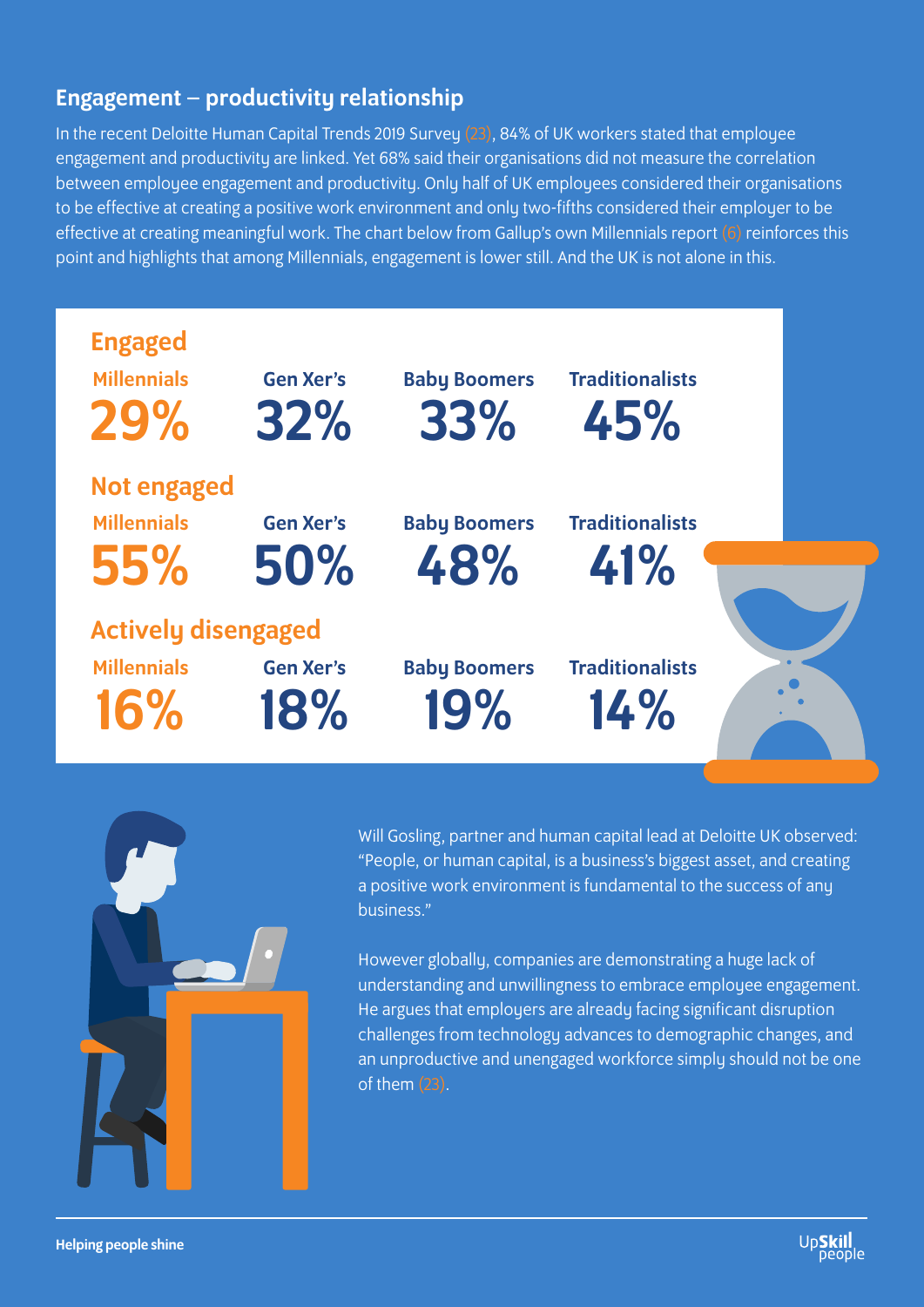## Engagement – productivity relationship

In the recent Deloitte Human Capital Trends 2019 Survey (23), 84% of UK workers stated that employee engagement and productivity are linked. Yet 68% said their organisations did not measure the correlation between employee engagement and productivity. Only half of UK employees considered their organisations to be effective at creating a positive work environment and only two-fifths considered their employer to be effective at creating meaningful work. The chart below from Gallup's own Millennials report (6) reinforces this point and highlights that among Millennials, engagement is lower still. And the UK is not alone in this.

| | Millennials | Gen Xer's | Baby Boomers | Traditionalists |
|---|---|---|---|---|
| **Engaged** | 29% | 32% | 33% | 45% |
| **Not engaged** | 55% | 50% | 48% | 41% |
| **Actively disengaged** | 16% | 18% | 19% | 14% |

Will Gosling, partner and human capital lead at Deloitte UK observed: "People, or human capital, is a business's biggest asset, and creating a positive work environment is fundamental to the success of any business."

However globally, companies are demonstrating a huge lack of understanding and unwillingness to embrace employee engagement. He argues that employers are already facing significant disruption challenges from technology advances to demographic changes, and an unproductive and unengaged workforce simply should not be one of them (23).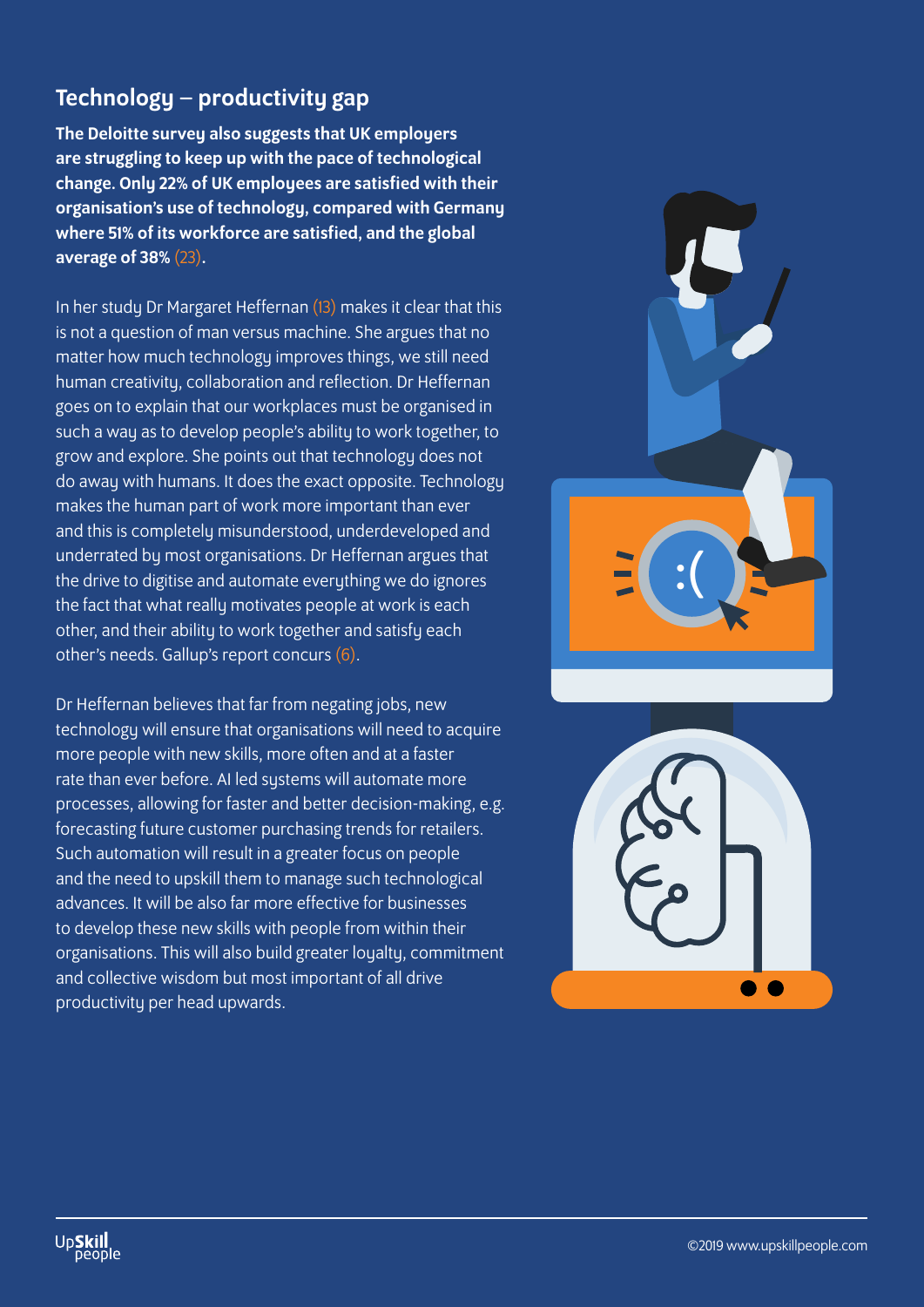## Technology – productivity gap

**The Deloitte survey also suggests that UK employers are struggling to keep up with the pace of technological change. Only 22% of UK employees are satisfied with their organisation's use of technology, compared with Germany where 51% of its workforce are satisfied, and the global average of 38% (23).**

In her study Dr Margaret Heffernan (13) makes it clear that this is not a question of man versus machine. She argues that no matter how much technology improves things, we still need human creativity, collaboration and reflection. Dr Heffernan goes on to explain that our workplaces must be organised in such a way as to develop people's ability to work together, to grow and explore. She points out that technology does not do away with humans. It does the exact opposite. Technology makes the human part of work more important than ever and this is completely misunderstood, underdeveloped and underrated by most organisations. Dr Heffernan argues that the drive to digitise and automate everything we do ignores the fact that what really motivates people at work is each other, and their ability to work together and satisfy each other's needs. Gallup's report concurs (6).

Dr Heffernan believes that far from negating jobs, new technology will ensure that organisations will need to acquire more people with new skills, more often and at a faster rate than ever before. AI led systems will automate more processes, allowing for faster and better decision-making, e.g. forecasting future customer purchasing trends for retailers. Such automation will result in a greater focus on people and the need to upskill them to manage such technological advances. It will be also far more effective for businesses to develop these new skills with people from within their organisations. This will also build greater loyalty, commitment and collective wisdom but most important of all drive productivity per head upwards.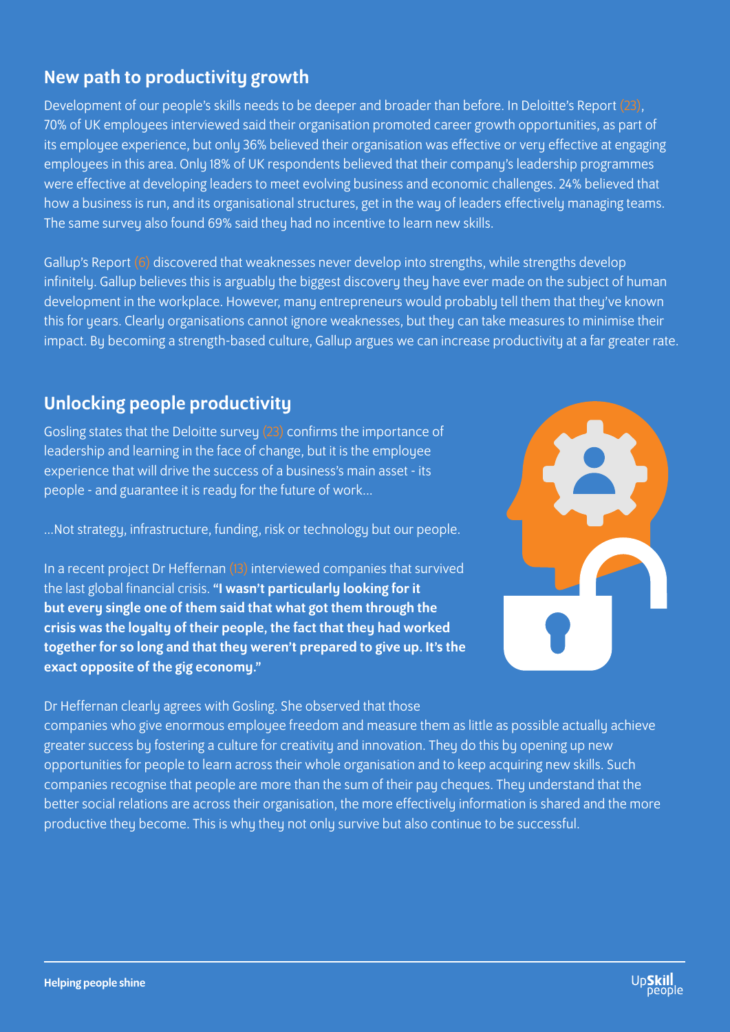## New path to productivity growth

Development of our people's skills needs to be deeper and broader than before. In Deloitte's Report (23), 70% of UK employees interviewed said their organisation promoted career growth opportunities, as part of its employee experience, but only 36% believed their organisation was effective or very effective at engaging employees in this area. Only 18% of UK respondents believed that their company's leadership programmes were effective at developing leaders to meet evolving business and economic challenges. 24% believed that how a business is run, and its organisational structures, get in the way of leaders effectively managing teams. The same survey also found 69% said they had no incentive to learn new skills.

Gallup's Report (6) discovered that weaknesses never develop into strengths, while strengths develop infinitely. Gallup believes this is arguably the biggest discovery they have ever made on the subject of human development in the workplace. However, many entrepreneurs would probably tell them that they've known this for years. Clearly organisations cannot ignore weaknesses, but they can take measures to minimise their impact. By becoming a strength-based culture, Gallup argues we can increase productivity at a far greater rate.

## Unlocking people productivity

Gosling states that the Deloitte survey (23) confirms the importance of leadership and learning in the face of change, but it is the employee experience that will drive the success of a business's main asset - its people - and guarantee it is ready for the future of work...

...Not strategy, infrastructure, funding, risk or technology but our people.

In a recent project Dr Heffernan (13) interviewed companies that survived the last global financial crisis. **"I wasn't particularly looking for it but every single one of them said that what got them through the crisis was the loyalty of their people, the fact that they had worked together for so long and that they weren't prepared to give up. It's the exact opposite of the gig economy."**

Dr Heffernan clearly agrees with Gosling. She observed that those companies who give enormous employee freedom and measure them as little as possible actually achieve greater success by fostering a culture for creativity and innovation. They do this by opening up new opportunities for people to learn across their whole organisation and to keep acquiring new skills. Such companies recognise that people are more than the sum of their pay cheques. They understand that the better social relations are across their organisation, the more effectively information is shared and the more productive they become. This is why they not only survive but also continue to be successful.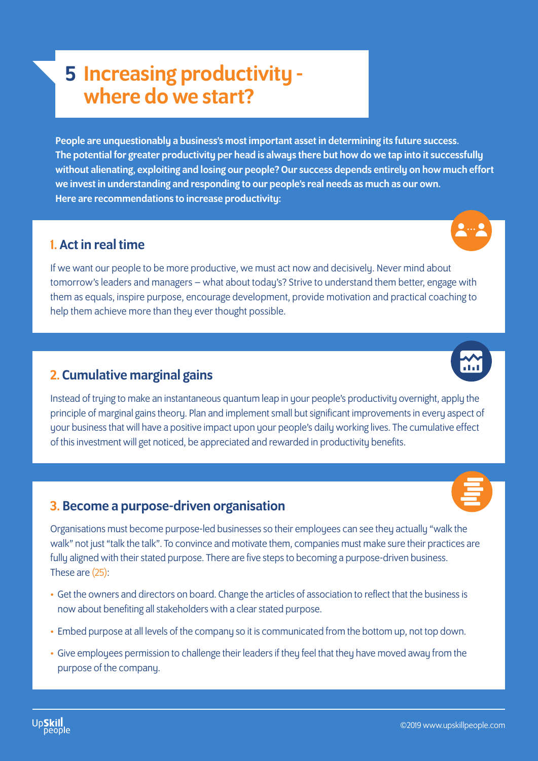# 5 Increasing productivity - where do we start?

**People are unquestionably a business's most important asset in determining its future success. The potential for greater productivity per head is always there but how do we tap into it successfully without alienating, exploiting and losing our people? Our success depends entirely on how much effort we invest in understanding and responding to our people's real needs as much as our own. Here are recommendations to increase productivity:**

## 1. Act in real time

If we want our people to be more productive, we must act now and decisively. Never mind about tomorrow's leaders and managers – what about today's? Strive to understand them better, engage with them as equals, inspire purpose, encourage development, provide motivation and practical coaching to help them achieve more than they ever thought possible.

## 2. Cumulative marginal gains

Instead of trying to make an instantaneous quantum leap in your people's productivity overnight, apply the principle of marginal gains theory. Plan and implement small but significant improvements in every aspect of your business that will have a positive impact upon your people's daily working lives. The cumulative effect of this investment will get noticed, be appreciated and rewarded in productivity benefits.

## 3. Become a purpose-driven organisation

Organisations must become purpose-led businesses so their employees can see they actually "walk the walk" not just "talk the talk". To convince and motivate them, companies must make sure their practices are fully aligned with their stated purpose. There are five steps to becoming a purpose-driven business. These are (25):

- Get the owners and directors on board. Change the articles of association to reflect that the business is now about benefiting all stakeholders with a clear stated purpose.
- Embed purpose at all levels of the company so it is communicated from the bottom up, not top down.
- Give employees permission to challenge their leaders if they feel that they have moved away from the purpose of the company.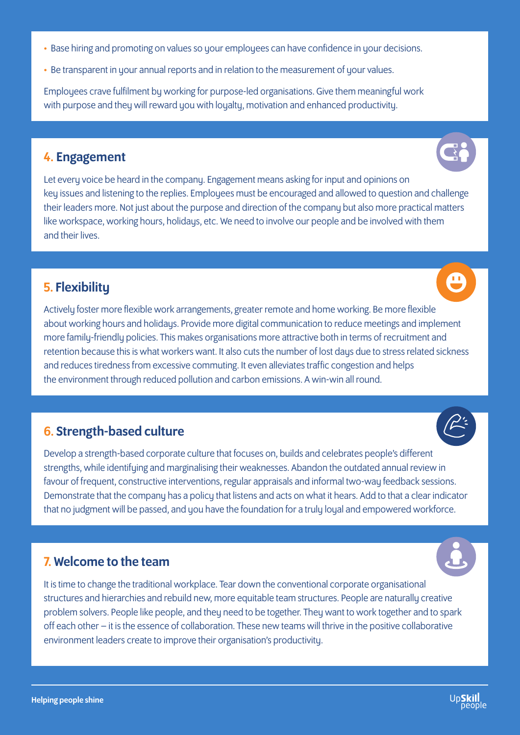- Base hiring and promoting on values so your employees can have confidence in your decisions.
- Be transparent in your annual reports and in relation to the measurement of your values.

Employees crave fulfilment by working for purpose-led organisations. Give them meaningful work with purpose and they will reward you with loyalty, motivation and enhanced productivity.

## 4. Engagement

Let every voice be heard in the company. Engagement means asking for input and opinions on key issues and listening to the replies. Employees must be encouraged and allowed to question and challenge their leaders more. Not just about the purpose and direction of the company but also more practical matters like workspace, working hours, holidays, etc. We need to involve our people and be involved with them and their lives.

## 5. Flexibility

Actively foster more flexible work arrangements, greater remote and home working. Be more flexible about working hours and holidays. Provide more digital communication to reduce meetings and implement more family-friendly policies. This makes organisations more attractive both in terms of recruitment and retention because this is what workers want. It also cuts the number of lost days due to stress related sickness and reduces tiredness from excessive commuting. It even alleviates traffic congestion and helps the environment through reduced pollution and carbon emissions. A win-win all round.

## 6. Strength-based culture

Develop a strength-based corporate culture that focuses on, builds and celebrates people's different strengths, while identifying and marginalising their weaknesses. Abandon the outdated annual review in favour of frequent, constructive interventions, regular appraisals and informal two-way feedback sessions. Demonstrate that the company has a policy that listens and acts on what it hears. Add to that a clear indicator that no judgment will be passed, and you have the foundation for a truly loyal and empowered workforce.

## 7. Welcome to the team

It is time to change the traditional workplace. Tear down the conventional corporate organisational structures and hierarchies and rebuild new, more equitable team structures. People are naturally creative problem solvers. People like people, and they need to be together. They want to work together and to spark off each other – it is the essence of collaboration. These new teams will thrive in the positive collaborative environment leaders create to improve their organisation's productivity.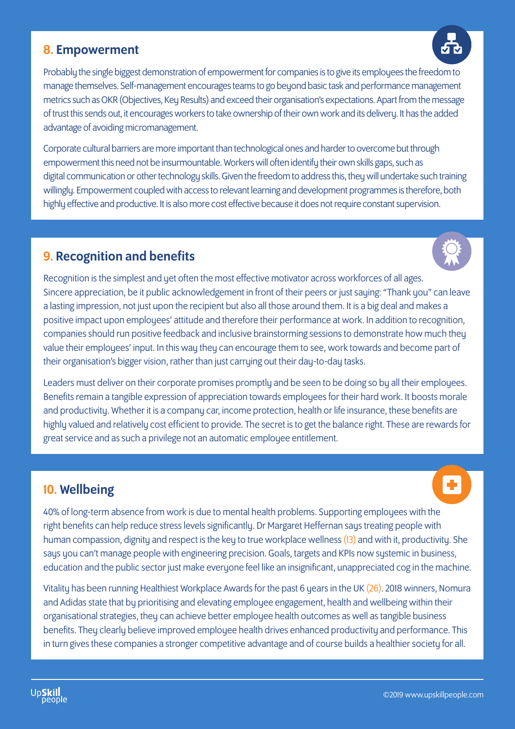## 8. Empowerment

Probably the single biggest demonstration of empowerment for companies is to give its employees the freedom to manage themselves. Self-management encourages teams to go beyond basic task and performance management metrics such as OKR (Objectives, Key Results) and exceed their organisation's expectations. Apart from the message of trust this sends out, it encourages workers to take ownership of their own work and its delivery. It has the added advantage of avoiding micromanagement.

Corporate cultural barriers are more important than technological ones and harder to overcome but through empowerment this need not be insurmountable. Workers will often identify their own skills gaps, such as digital communication or other technology skills. Given the freedom to address this, they will undertake such training willingly. Empowerment coupled with access to relevant learning and development programmes is therefore, both highly effective and productive. It is also more cost effective because it does not require constant supervision.

## 9. Recognition and benefits

Recognition is the simplest and yet often the most effective motivator across workforces of all ages. Sincere appreciation, be it public acknowledgement in front of their peers or just saying: "Thank you" can leave a lasting impression, not just upon the recipient but also all those around them. It is a big deal and makes a positive impact upon employees' attitude and therefore their performance at work. In addition to recognition, companies should run positive feedback and inclusive brainstorming sessions to demonstrate how much they value their employees' input. In this way they can encourage them to see, work towards and become part of their organisation's bigger vision, rather than just carrying out their day-to-day tasks.

Leaders must deliver on their corporate promises promptly and be seen to be doing so by all their employees. Benefits remain a tangible expression of appreciation towards employees for their hard work. It boosts morale and productivity. Whether it is a company car, income protection, health or life insurance, these benefits are highly valued and relatively cost efficient to provide. The secret is to get the balance right. These are rewards for great service and as such a privilege not an automatic employee entitlement.

## 10. Wellbeing

40% of long-term absence from work is due to mental health problems. Supporting employees with the right benefits can help reduce stress levels significantly. Dr Margaret Heffernan says treating people with human compassion, dignity and respect is the key to true workplace wellness (13) and with it, productivity. She says you can't manage people with engineering precision. Goals, targets and KPIs now systemic in business, education and the public sector just make everyone feel like an insignificant, unappreciated cog in the machine.

Vitality has been running Healthiest Workplace Awards for the past 6 years in the UK (26). 2018 winners, Nomura and Adidas state that by prioritising and elevating employee engagement, health and wellbeing within their organisational strategies, they can achieve better employee health outcomes as well as tangible business benefits. They clearly believe improved employee health drives enhanced productivity and performance. This in turn gives these companies a stronger competitive advantage and of course builds a healthier society for all.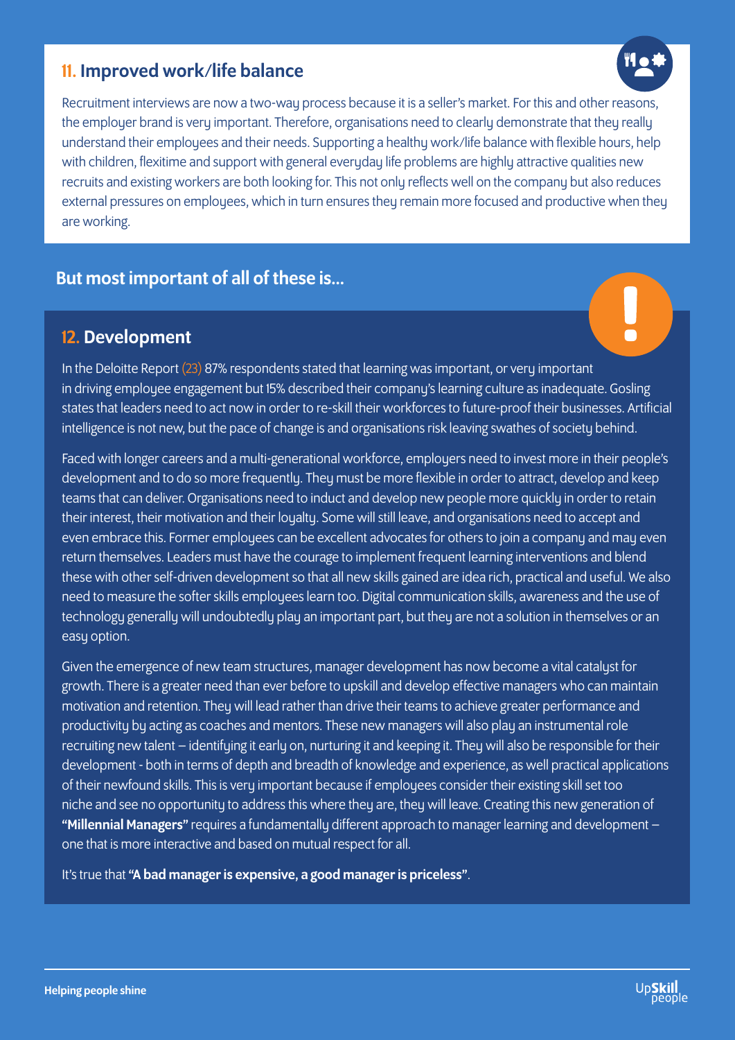## 11. Improved work/life balance

Recruitment interviews are now a two-way process because it is a seller's market. For this and other reasons, the employer brand is very important. Therefore, organisations need to clearly demonstrate that they really understand their employees and their needs. Supporting a healthy work/life balance with flexible hours, help with children, flexitime and support with general everyday life problems are highly attractive qualities new recruits and existing workers are both looking for. This not only reflects well on the company but also reduces external pressures on employees, which in turn ensures they remain more focused and productive when they are working.

### But most important of all of these is...

## 12. Development

In the Deloitte Report (23) 87% respondents stated that learning was important, or very important in driving employee engagement but 15% described their company's learning culture as inadequate. Gosling states that leaders need to act now in order to re-skill their workforces to future-proof their businesses. Artificial intelligence is not new, but the pace of change is and organisations risk leaving swathes of society behind.

Faced with longer careers and a multi-generational workforce, employers need to invest more in their people's development and to do so more frequently. They must be more flexible in order to attract, develop and keep teams that can deliver. Organisations need to induct and develop new people more quickly in order to retain their interest, their motivation and their loyalty. Some will still leave, and organisations need to accept and even embrace this. Former employees can be excellent advocates for others to join a company and may even return themselves. Leaders must have the courage to implement frequent learning interventions and blend these with other self-driven development so that all new skills gained are idea rich, practical and useful. We also need to measure the softer skills employees learn too. Digital communication skills, awareness and the use of technology generally will undoubtedly play an important part, but they are not a solution in themselves or an easy option.

Given the emergence of new team structures, manager development has now become a vital catalyst for growth. There is a greater need than ever before to upskill and develop effective managers who can maintain motivation and retention. They will lead rather than drive their teams to achieve greater performance and productivity by acting as coaches and mentors. These new managers will also play an instrumental role recruiting new talent – identifying it early on, nurturing it and keeping it. They will also be responsible for their development - both in terms of depth and breadth of knowledge and experience, as well practical applications of their newfound skills. This is very important because if employees consider their existing skill set too niche and see no opportunity to address this where they are, they will leave. Creating this new generation of **"Millennial Managers"** requires a fundamentally different approach to manager learning and development – one that is more interactive and based on mutual respect for all.

It's true that **"A bad manager is expensive, a good manager is priceless"**.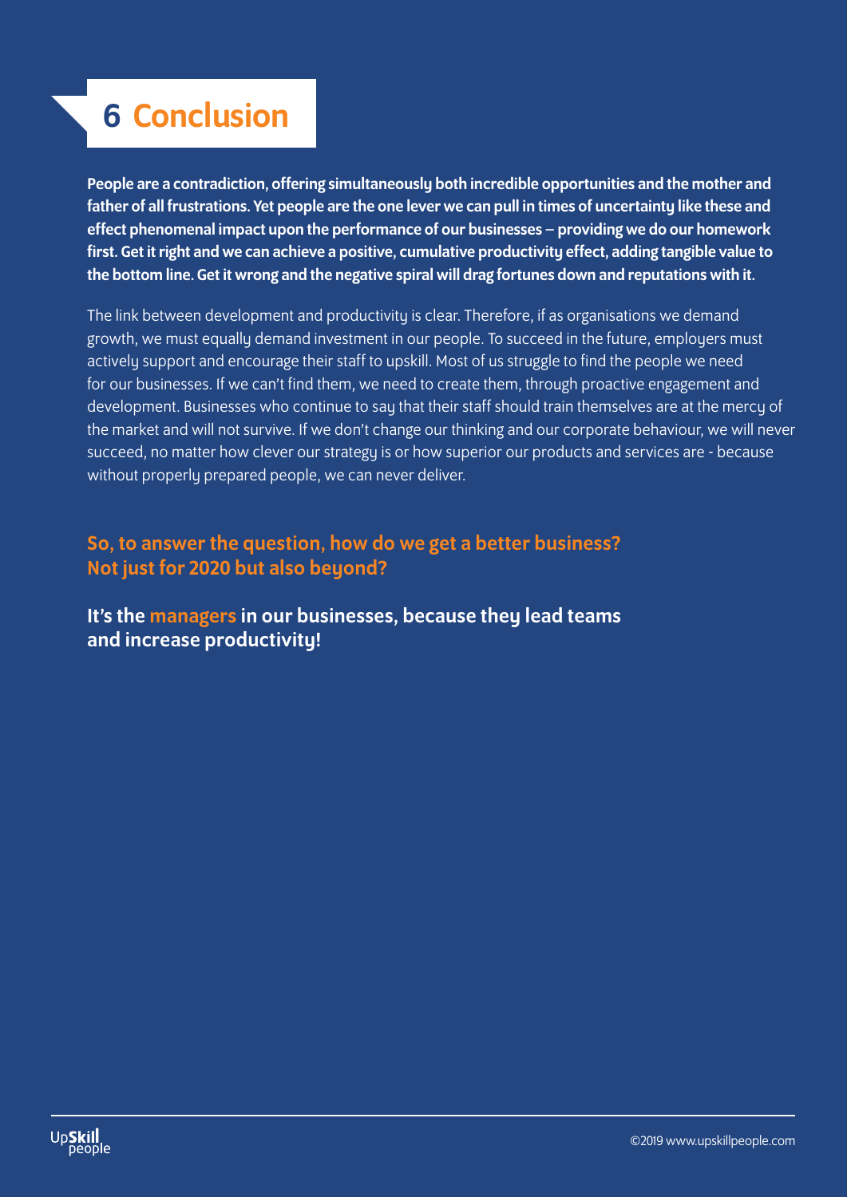# 6 Conclusion

**People are a contradiction, offering simultaneously both incredible opportunities and the mother and father of all frustrations. Yet people are the one lever we can pull in times of uncertainty like these and effect phenomenal impact upon the performance of our businesses – providing we do our homework first. Get it right and we can achieve a positive, cumulative productivity effect, adding tangible value to the bottom line. Get it wrong and the negative spiral will drag fortunes down and reputations with it.**

The link between development and productivity is clear. Therefore, if as organisations we demand growth, we must equally demand investment in our people. To succeed in the future, employers must actively support and encourage their staff to upskill. Most of us struggle to find the people we need for our businesses. If we can't find them, we need to create them, through proactive engagement and development. Businesses who continue to say that their staff should train themselves are at the mercy of the market and will not survive. If we don't change our thinking and our corporate behaviour, we will never succeed, no matter how clever our strategy is or how superior our products and services are - because without properly prepared people, we can never deliver.

**So, to answer the question, how do we get a better business? Not just for 2020 but also beyond?**

**It's the managers in our businesses, because they lead teams and increase productivity!**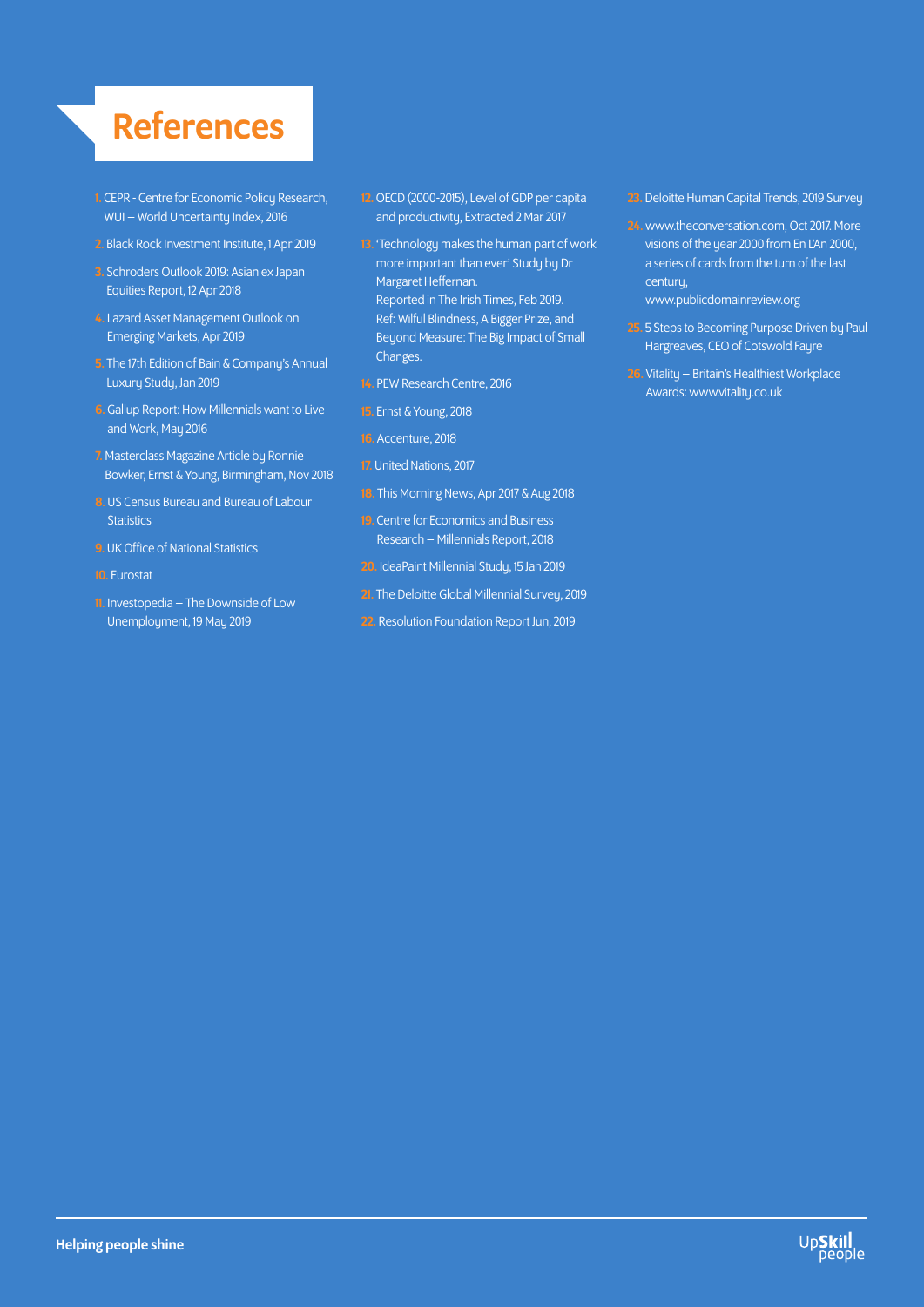# References

1. CEPR - Centre for Economic Policy Research, WUI – World Uncertainty Index, 2016
2. Black Rock Investment Institute, 1 Apr 2019
3. Schroders Outlook 2019: Asian ex Japan Equities Report, 12 Apr 2018
4. Lazard Asset Management Outlook on Emerging Markets, Apr 2019
5. The 17th Edition of Bain & Company's Annual Luxury Study, Jan 2019
6. Gallup Report: How Millennials want to Live and Work, May 2016
7. Masterclass Magazine Article by Ronnie Bowker, Ernst & Young, Birmingham, Nov 2018
8. US Census Bureau and Bureau of Labour Statistics
9. UK Office of National Statistics
10. Eurostat
11. Investopedia – The Downside of Low Unemployment, 19 May 2019
12. OECD (2000-2015), Level of GDP per capita and productivity, Extracted 2 Mar 2017
13. 'Technology makes the human part of work more important than ever' Study by Dr Margaret Heffernan. Reported in The Irish Times, Feb 2019. Ref: Wilful Blindness, A Bigger Prize, and Beyond Measure: The Big Impact of Small Changes.
14. PEW Research Centre, 2016
15. Ernst & Young, 2018
16. Accenture, 2018
17. United Nations, 2017
18. This Morning News, Apr 2017 & Aug 2018
19. Centre for Economics and Business Research – Millennials Report, 2018
20. IdeaPaint Millennial Study, 15 Jan 2019
21. The Deloitte Global Millennial Survey, 2019
22. Resolution Foundation Report Jun, 2019
23. Deloitte Human Capital Trends, 2019 Survey
24. www.theconversation.com, Oct 2017. More visions of the year 2000 from En L'An 2000, a series of cards from the turn of the last century, www.publicdomainreview.org
25. 5 Steps to Becoming Purpose Driven by Paul Hargreaves, CEO of Cotswold Fayre
26. Vitality – Britain's Healthiest Workplace Awards: www.vitality.co.uk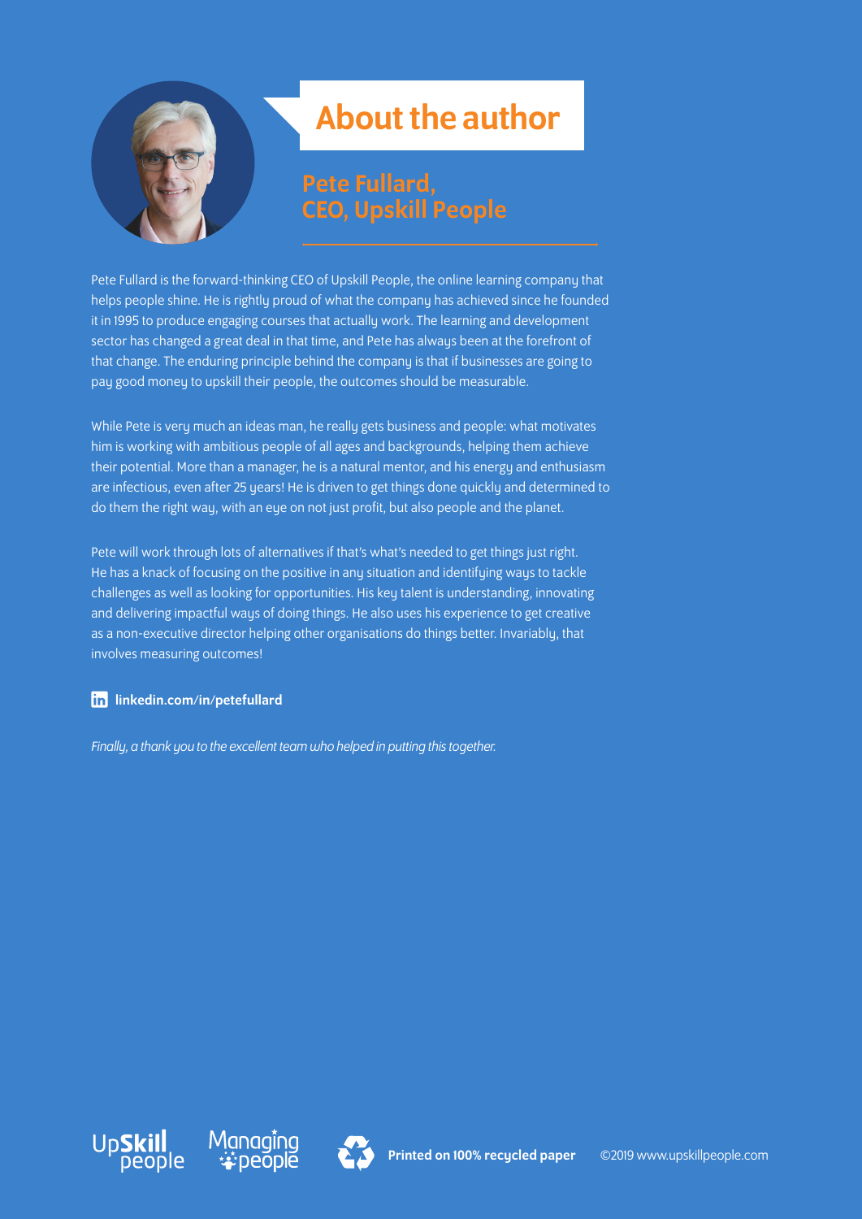# About the author

## Pete Fullard, CEO, Upskill People

Pete Fullard is the forward-thinking CEO of Upskill People, the online learning company that helps people shine. He is rightly proud of what the company has achieved since he founded it in 1995 to produce engaging courses that actually work. The learning and development sector has changed a great deal in that time, and Pete has always been at the forefront of that change. The enduring principle behind the company is that if businesses are going to pay good money to upskill their people, the outcomes should be measurable.

While Pete is very much an ideas man, he really gets business and people: what motivates him is working with ambitious people of all ages and backgrounds, helping them achieve their potential. More than a manager, he is a natural mentor, and his energy and enthusiasm are infectious, even after 25 years! He is driven to get things done quickly and determined to do them the right way, with an eye on not just profit, but also people and the planet.

Pete will work through lots of alternatives if that's what's needed to get things just right. He has a knack of focusing on the positive in any situation and identifying ways to tackle challenges as well as looking for opportunities. His key talent is understanding, innovating and delivering impactful ways of doing things. He also uses his experience to get creative as a non-executive director helping other organisations do things better. Invariably, that involves measuring outcomes!

**linkedin.com/in/petefullard**

*Finally, a thank you to the excellent team who helped in putting this together.*

UpSkill people | Managing people

**Printed on 100% recycled paper** ©2019 www.upskillpeople.com